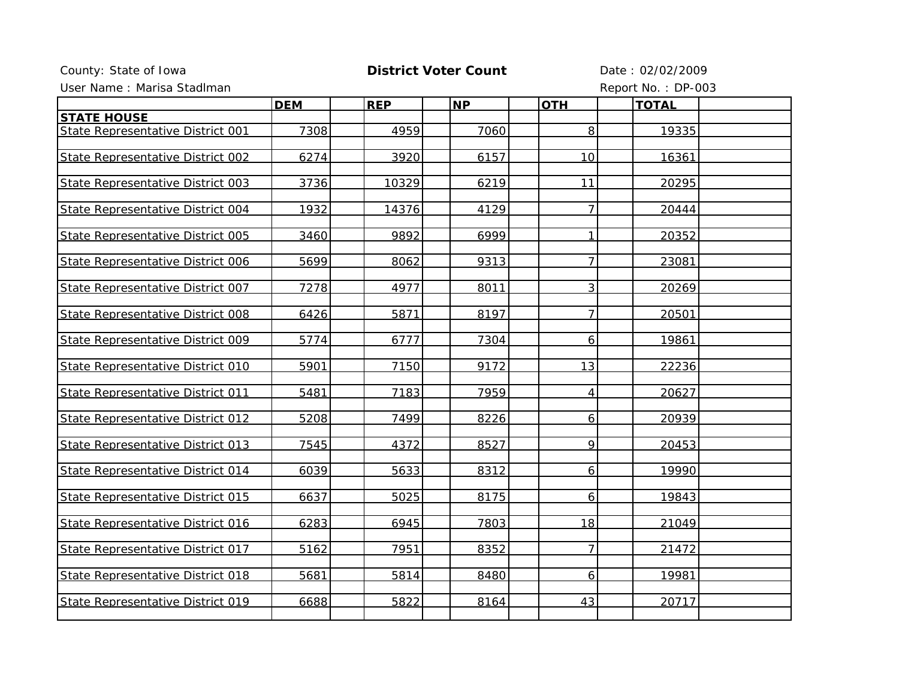County: State of Iowa

**District Voter Count**

Date : 02/02/2009

User Name : Marisa Stadlman

Report No. : DP-003

| | DEM | REP | NP | OTH | TOTAL |
|---|---|---|---|---|---|
| **STATE HOUSE** | | | | | |
| State Representative District 001 | 7308 | 4959 | 7060 | 8 | 19335 |
| State Representative District 002 | 6274 | 3920 | 6157 | 10 | 16361 |
| State Representative District 003 | 3736 | 10329 | 6219 | 11 | 20295 |
| State Representative District 004 | 1932 | 14376 | 4129 | 7 | 20444 |
| State Representative District 005 | 3460 | 9892 | 6999 | 1 | 20352 |
| State Representative District 006 | 5699 | 8062 | 9313 | 7 | 23081 |
| State Representative District 007 | 7278 | 4977 | 8011 | 3 | 20269 |
| State Representative District 008 | 6426 | 5871 | 8197 | 7 | 20501 |
| State Representative District 009 | 5774 | 6777 | 7304 | 6 | 19861 |
| State Representative District 010 | 5901 | 7150 | 9172 | 13 | 22236 |
| State Representative District 011 | 5481 | 7183 | 7959 | 4 | 20627 |
| State Representative District 012 | 5208 | 7499 | 8226 | 6 | 20939 |
| State Representative District 013 | 7545 | 4372 | 8527 | 9 | 20453 |
| State Representative District 014 | 6039 | 5633 | 8312 | 6 | 19990 |
| State Representative District 015 | 6637 | 5025 | 8175 | 6 | 19843 |
| State Representative District 016 | 6283 | 6945 | 7803 | 18 | 21049 |
| State Representative District 017 | 5162 | 7951 | 8352 | 7 | 21472 |
| State Representative District 018 | 5681 | 5814 | 8480 | 6 | 19981 |
| State Representative District 019 | 6688 | 5822 | 8164 | 43 | 20717 |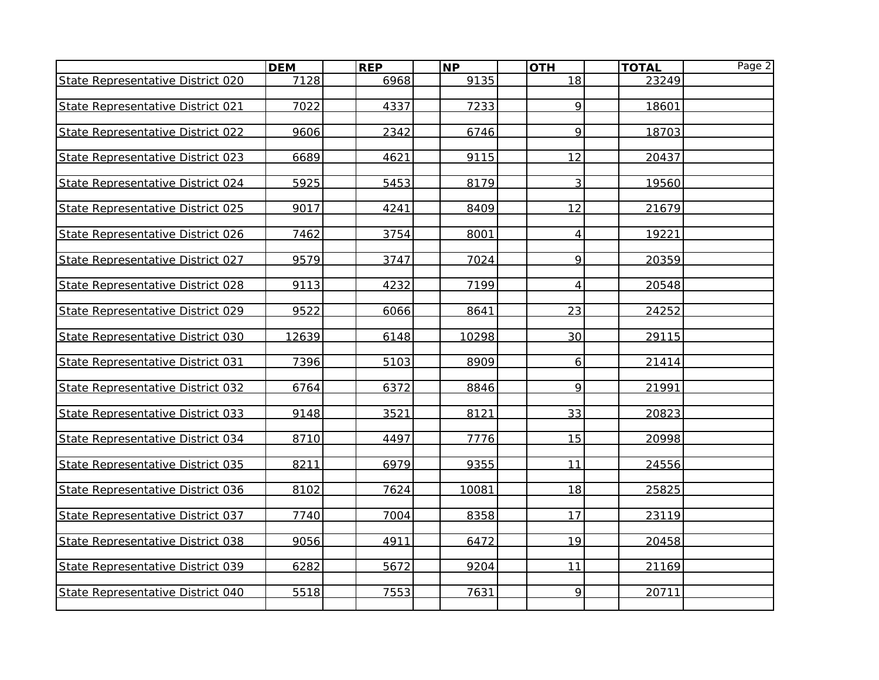| | DEM | REP | NP | OTH | TOTAL |
|---|---|---|---|---|---|
| State Representative District 020 | 7128 | 6968 | 9135 | 18 | 23249 |
| State Representative District 021 | 7022 | 4337 | 7233 | 9 | 18601 |
| State Representative District 022 | 9606 | 2342 | 6746 | 9 | 18703 |
| State Representative District 023 | 6689 | 4621 | 9115 | 12 | 20437 |
| State Representative District 024 | 5925 | 5453 | 8179 | 3 | 19560 |
| State Representative District 025 | 9017 | 4241 | 8409 | 12 | 21679 |
| State Representative District 026 | 7462 | 3754 | 8001 | 4 | 19221 |
| State Representative District 027 | 9579 | 3747 | 7024 | 9 | 20359 |
| State Representative District 028 | 9113 | 4232 | 7199 | 4 | 20548 |
| State Representative District 029 | 9522 | 6066 | 8641 | 23 | 24252 |
| State Representative District 030 | 12639 | 6148 | 10298 | 30 | 29115 |
| State Representative District 031 | 7396 | 5103 | 8909 | 6 | 21414 |
| State Representative District 032 | 6764 | 6372 | 8846 | 9 | 21991 |
| State Representative District 033 | 9148 | 3521 | 8121 | 33 | 20823 |
| State Representative District 034 | 8710 | 4497 | 7776 | 15 | 20998 |
| State Representative District 035 | 8211 | 6979 | 9355 | 11 | 24556 |
| State Representative District 036 | 8102 | 7624 | 10081 | 18 | 25825 |
| State Representative District 037 | 7740 | 7004 | 8358 | 17 | 23119 |
| State Representative District 038 | 9056 | 4911 | 6472 | 19 | 20458 |
| State Representative District 039 | 6282 | 5672 | 9204 | 11 | 21169 |
| State Representative District 040 | 5518 | 7553 | 7631 | 9 | 20711 |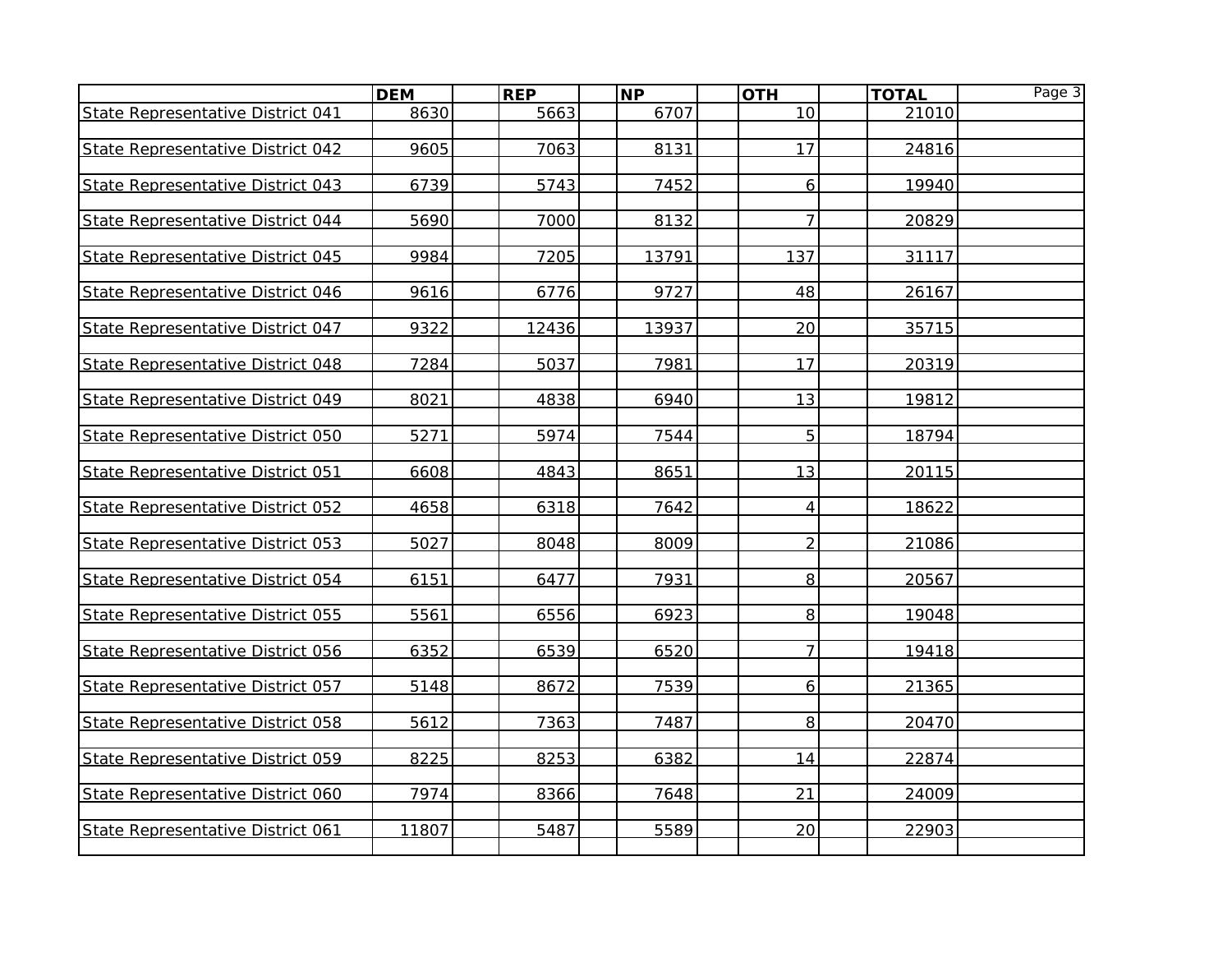| | DEM | REP | NP | OTH | TOTAL |
|---|---|---|---|---|---|
| State Representative District 041 | 8630 | 5663 | 6707 | 10 | 21010 |
| State Representative District 042 | 9605 | 7063 | 8131 | 17 | 24816 |
| State Representative District 043 | 6739 | 5743 | 7452 | 6 | 19940 |
| State Representative District 044 | 5690 | 7000 | 8132 | 7 | 20829 |
| State Representative District 045 | 9984 | 7205 | 13791 | 137 | 31117 |
| State Representative District 046 | 9616 | 6776 | 9727 | 48 | 26167 |
| State Representative District 047 | 9322 | 12436 | 13937 | 20 | 35715 |
| State Representative District 048 | 7284 | 5037 | 7981 | 17 | 20319 |
| State Representative District 049 | 8021 | 4838 | 6940 | 13 | 19812 |
| State Representative District 050 | 5271 | 5974 | 7544 | 5 | 18794 |
| State Representative District 051 | 6608 | 4843 | 8651 | 13 | 20115 |
| State Representative District 052 | 4658 | 6318 | 7642 | 4 | 18622 |
| State Representative District 053 | 5027 | 8048 | 8009 | 2 | 21086 |
| State Representative District 054 | 6151 | 6477 | 7931 | 8 | 20567 |
| State Representative District 055 | 5561 | 6556 | 6923 | 8 | 19048 |
| State Representative District 056 | 6352 | 6539 | 6520 | 7 | 19418 |
| State Representative District 057 | 5148 | 8672 | 7539 | 6 | 21365 |
| State Representative District 058 | 5612 | 7363 | 7487 | 8 | 20470 |
| State Representative District 059 | 8225 | 8253 | 6382 | 14 | 22874 |
| State Representative District 060 | 7974 | 8366 | 7648 | 21 | 24009 |
| State Representative District 061 | 11807 | 5487 | 5589 | 20 | 22903 |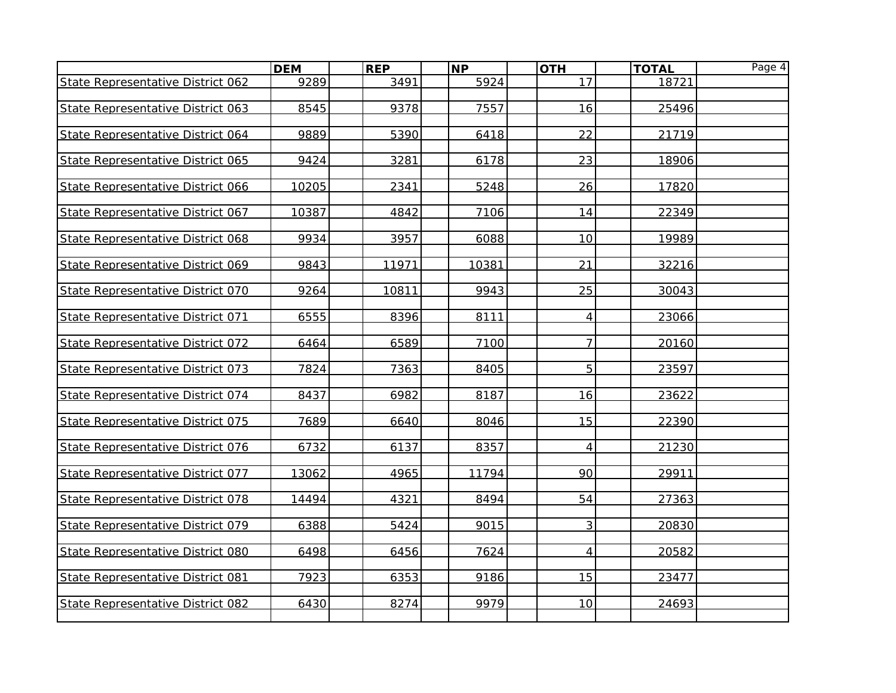| | DEM | REP | NP | OTH | TOTAL |
|---|---|---|---|---|---|
| State Representative District 062 | 9289 | 3491 | 5924 | 17 | 18721 |
| State Representative District 063 | 8545 | 9378 | 7557 | 16 | 25496 |
| State Representative District 064 | 9889 | 5390 | 6418 | 22 | 21719 |
| State Representative District 065 | 9424 | 3281 | 6178 | 23 | 18906 |
| State Representative District 066 | 10205 | 2341 | 5248 | 26 | 17820 |
| State Representative District 067 | 10387 | 4842 | 7106 | 14 | 22349 |
| State Representative District 068 | 9934 | 3957 | 6088 | 10 | 19989 |
| State Representative District 069 | 9843 | 11971 | 10381 | 21 | 32216 |
| State Representative District 070 | 9264 | 10811 | 9943 | 25 | 30043 |
| State Representative District 071 | 6555 | 8396 | 8111 | 4 | 23066 |
| State Representative District 072 | 6464 | 6589 | 7100 | 7 | 20160 |
| State Representative District 073 | 7824 | 7363 | 8405 | 5 | 23597 |
| State Representative District 074 | 8437 | 6982 | 8187 | 16 | 23622 |
| State Representative District 075 | 7689 | 6640 | 8046 | 15 | 22390 |
| State Representative District 076 | 6732 | 6137 | 8357 | 4 | 21230 |
| State Representative District 077 | 13062 | 4965 | 11794 | 90 | 29911 |
| State Representative District 078 | 14494 | 4321 | 8494 | 54 | 27363 |
| State Representative District 079 | 6388 | 5424 | 9015 | 3 | 20830 |
| State Representative District 080 | 6498 | 6456 | 7624 | 4 | 20582 |
| State Representative District 081 | 7923 | 6353 | 9186 | 15 | 23477 |
| State Representative District 082 | 6430 | 8274 | 9979 | 10 | 24693 |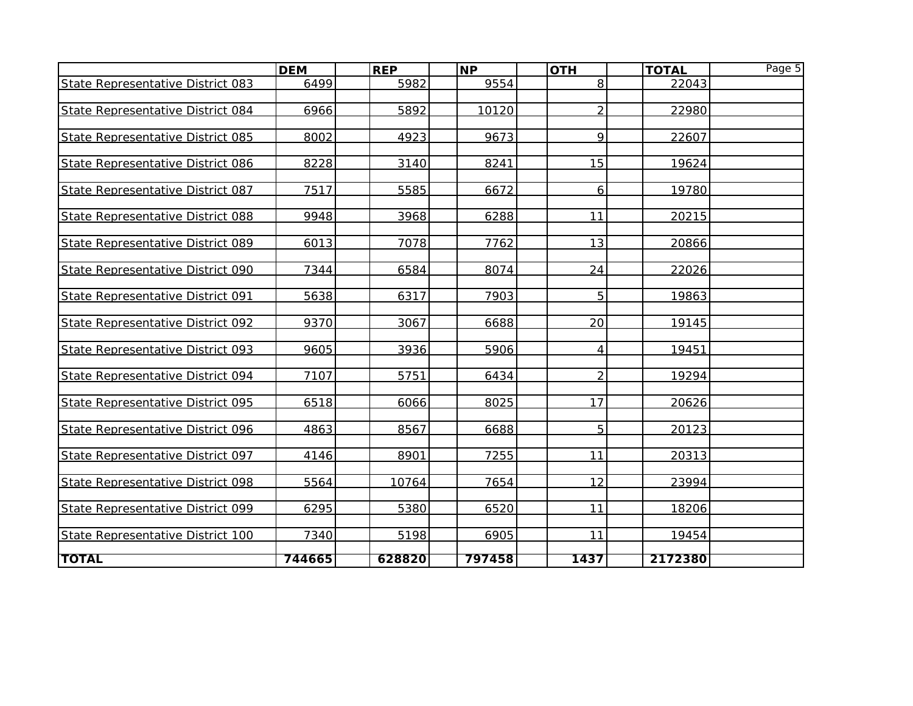| | DEM | REP | NP | OTH | TOTAL |
|---|---|---|---|---|---|
| State Representative District 083 | 6499 | 5982 | 9554 | 8 | 22043 |
| State Representative District 084 | 6966 | 5892 | 10120 | 2 | 22980 |
| State Representative District 085 | 8002 | 4923 | 9673 | 9 | 22607 |
| State Representative District 086 | 8228 | 3140 | 8241 | 15 | 19624 |
| State Representative District 087 | 7517 | 5585 | 6672 | 6 | 19780 |
| State Representative District 088 | 9948 | 3968 | 6288 | 11 | 20215 |
| State Representative District 089 | 6013 | 7078 | 7762 | 13 | 20866 |
| State Representative District 090 | 7344 | 6584 | 8074 | 24 | 22026 |
| State Representative District 091 | 5638 | 6317 | 7903 | 5 | 19863 |
| State Representative District 092 | 9370 | 3067 | 6688 | 20 | 19145 |
| State Representative District 093 | 9605 | 3936 | 5906 | 4 | 19451 |
| State Representative District 094 | 7107 | 5751 | 6434 | 2 | 19294 |
| State Representative District 095 | 6518 | 6066 | 8025 | 17 | 20626 |
| State Representative District 096 | 4863 | 8567 | 6688 | 5 | 20123 |
| State Representative District 097 | 4146 | 8901 | 7255 | 11 | 20313 |
| State Representative District 098 | 5564 | 10764 | 7654 | 12 | 23994 |
| State Representative District 099 | 6295 | 5380 | 6520 | 11 | 18206 |
| State Representative District 100 | 7340 | 5198 | 6905 | 11 | 19454 |
| **TOTAL** | **744665** | **628820** | **797458** | **1437** | **2172380** |